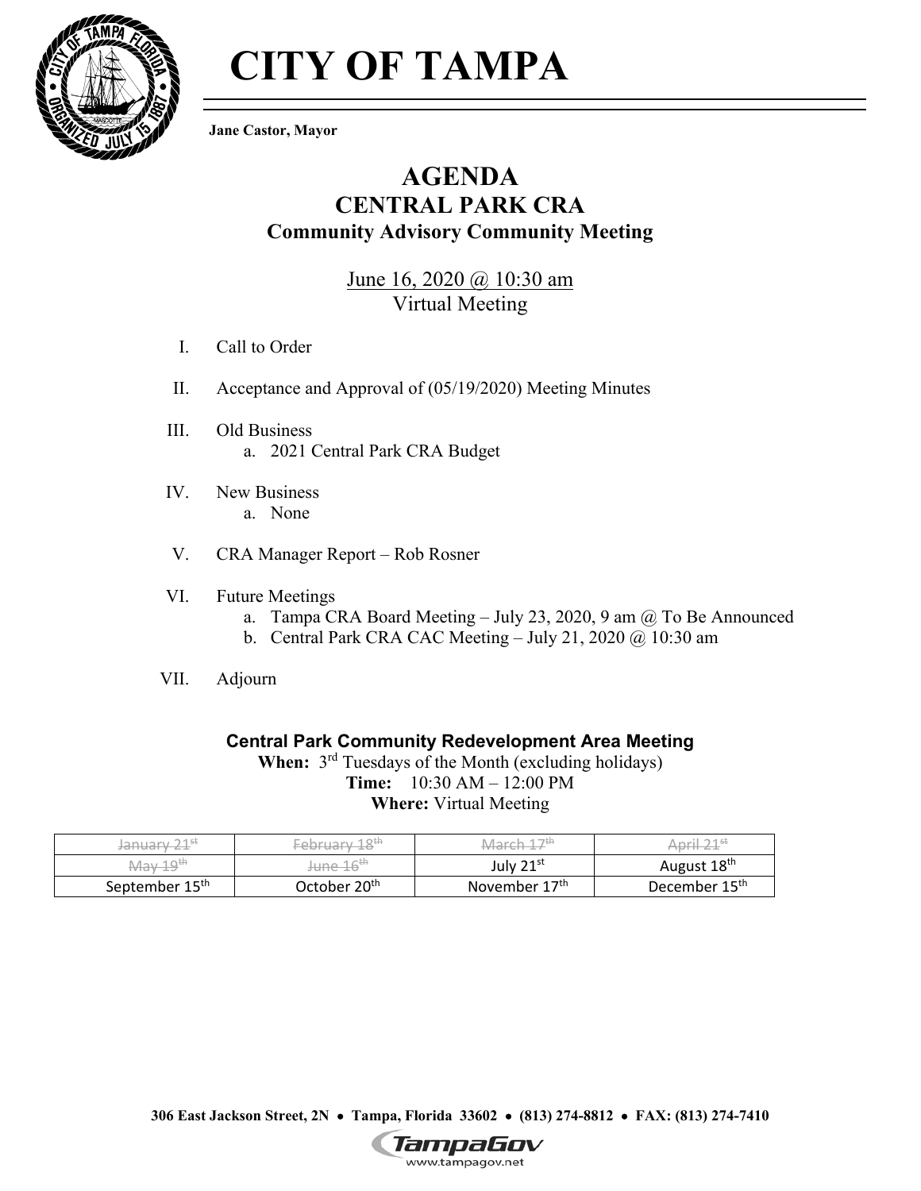# CITY OF TAMPA

**Jane Castor, Mayor**

## AGENDA
## CENTRAL PARK CRA
### Community Advisory Community Meeting

June 16, 2020 @ 10:30 am
Virtual Meeting

I. Call to Order

II. Acceptance and Approval of (05/19/2020) Meeting Minutes

III. Old Business
   a. 2021 Central Park CRA Budget

IV. New Business
   a. None

V. CRA Manager Report – Rob Rosner

VI. Future Meetings
   a. Tampa CRA Board Meeting – July 23, 2020, 9 am @ To Be Announced
   b. Central Park CRA CAC Meeting – July 21, 2020 @ 10:30 am

VII. Adjourn

**Central Park Community Redevelopment Area Meeting**
**When:** 3rd Tuesdays of the Month (excluding holidays)
**Time:** 10:30 AM – 12:00 PM
**Where:** Virtual Meeting

| | | | |
|---|---|---|---|
| ~~January 21st~~ | ~~February 18th~~ | ~~March 17th~~ | ~~April 21st~~ |
| ~~May 19th~~ | ~~June 16th~~ | July 21st | August 18th |
| September 15th | October 20th | November 17th | December 15th |

306 East Jackson Street, 2N • Tampa, Florida 33602 • (813) 274-8812 • FAX: (813) 274-7410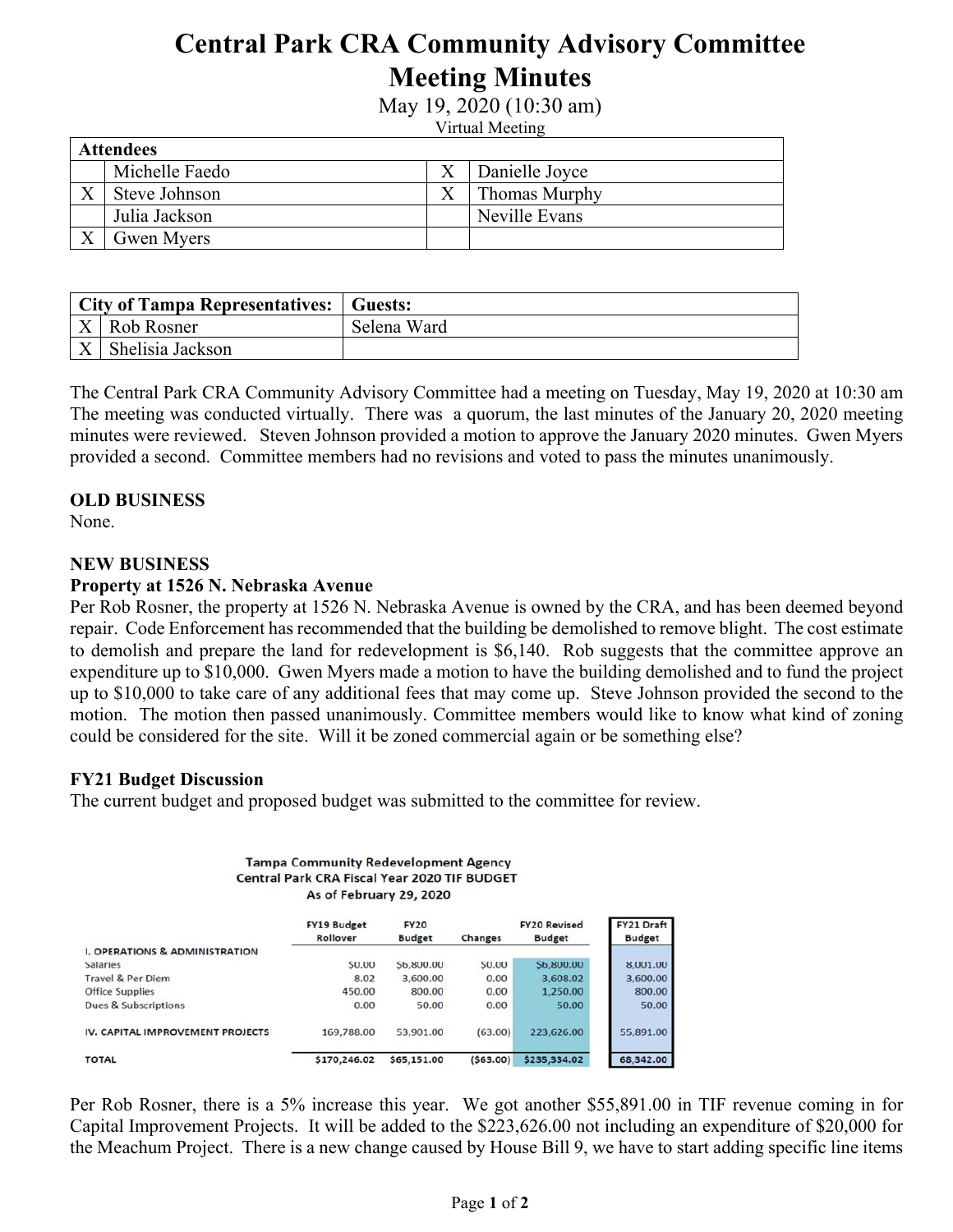# Central Park CRA Community Advisory Committee Meeting Minutes

May 19, 2020 (10:30 am)

Virtual Meeting

| Attendees | | | |
|---|---|---|---|
| | Michelle Faedo | X | Danielle Joyce |
| X | Steve Johnson | X | Thomas Murphy |
| | Julia Jackson | | Neville Evans |
| X | Gwen Myers | | |

| City of Tampa Representatives: | | Guests: |
|---|---|---|
| X | Rob Rosner | Selena Ward |
| X | Shelisia Jackson | |

The Central Park CRA Community Advisory Committee had a meeting on Tuesday, May 19, 2020 at 10:30 am The meeting was conducted virtually. There was a quorum, the last minutes of the January 20, 2020 meeting minutes were reviewed. Steven Johnson provided a motion to approve the January 2020 minutes. Gwen Myers provided a second. Committee members had no revisions and voted to pass the minutes unanimously.

**OLD BUSINESS**

None.

**NEW BUSINESS**

**Property at 1526 N. Nebraska Avenue**

Per Rob Rosner, the property at 1526 N. Nebraska Avenue is owned by the CRA, and has been deemed beyond repair. Code Enforcement has recommended that the building be demolished to remove blight. The cost estimate to demolish and prepare the land for redevelopment is $6,140. Rob suggests that the committee approve an expenditure up to $10,000. Gwen Myers made a motion to have the building demolished and to fund the project up to $10,000 to take care of any additional fees that may come up. Steve Johnson provided the second to the motion. The motion then passed unanimously. Committee members would like to know what kind of zoning could be considered for the site. Will it be zoned commercial again or be something else?

**FY21 Budget Discussion**

The current budget and proposed budget was submitted to the committee for review.

**Tampa Community Redevelopment Agency**
**Central Park CRA Fiscal Year 2020 TIF BUDGET**
**As of February 29, 2020**

| | FY19 Budget Rollover | FY20 Budget | Changes | FY20 Revised Budget | FY21 Draft Budget |
|---|---|---|---|---|---|
| **I. OPERATIONS & ADMINISTRATION** | | | | | |
| Salaries | $0.00 | $6,800.00 | $0.00 | $6,800.00 | 8,001.00 |
| Travel & Per Diem | 8.02 | 3,600.00 | 0.00 | 3,608.02 | 3,600.00 |
| Office Supplies | 450.00 | 800.00 | 0.00 | 1,250.00 | 800.00 |
| Dues & Subscriptions | 0.00 | 50.00 | 0.00 | 50.00 | 50.00 |
| **IV. CAPITAL IMPROVEMENT PROJECTS** | 169,788.00 | 53,901.00 | (63.00) | 223,626.00 | 55,891.00 |
| **TOTAL** | **$170,246.02** | **$65,151.00** | **($63.00)** | **$235,334.02** | **68,342.00** |

Per Rob Rosner, there is a 5% increase this year. We got another $55,891.00 in TIF revenue coming in for Capital Improvement Projects. It will be added to the $223,626.00 not including an expenditure of $20,000 for the Meachum Project. There is a new change caused by House Bill 9, we have to start adding specific line items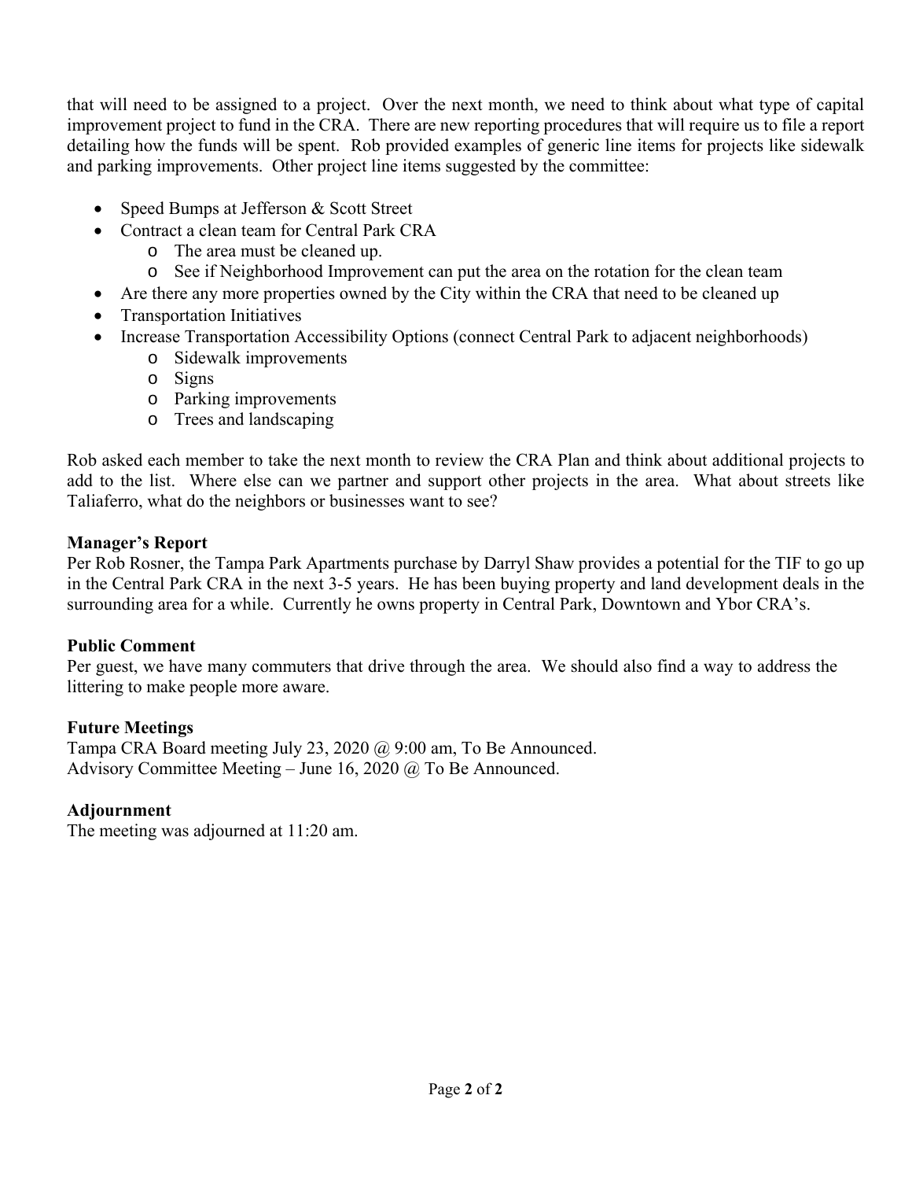that will need to be assigned to a project. Over the next month, we need to think about what type of capital improvement project to fund in the CRA. There are new reporting procedures that will require us to file a report detailing how the funds will be spent. Rob provided examples of generic line items for projects like sidewalk and parking improvements. Other project line items suggested by the committee:

- Speed Bumps at Jefferson & Scott Street
- Contract a clean team for Central Park CRA
  - The area must be cleaned up.
  - See if Neighborhood Improvement can put the area on the rotation for the clean team
- Are there any more properties owned by the City within the CRA that need to be cleaned up
- Transportation Initiatives
- Increase Transportation Accessibility Options (connect Central Park to adjacent neighborhoods)
  - Sidewalk improvements
  - Signs
  - Parking improvements
  - Trees and landscaping

Rob asked each member to take the next month to review the CRA Plan and think about additional projects to add to the list. Where else can we partner and support other projects in the area. What about streets like Taliaferro, what do the neighbors or businesses want to see?

**Manager's Report**

Per Rob Rosner, the Tampa Park Apartments purchase by Darryl Shaw provides a potential for the TIF to go up in the Central Park CRA in the next 3-5 years. He has been buying property and land development deals in the surrounding area for a while. Currently he owns property in Central Park, Downtown and Ybor CRA's.

**Public Comment**

Per guest, we have many commuters that drive through the area. We should also find a way to address the littering to make people more aware.

**Future Meetings**

Tampa CRA Board meeting July 23, 2020 @ 9:00 am, To Be Announced.
Advisory Committee Meeting – June 16, 2020 @ To Be Announced.

**Adjournment**

The meeting was adjourned at 11:20 am.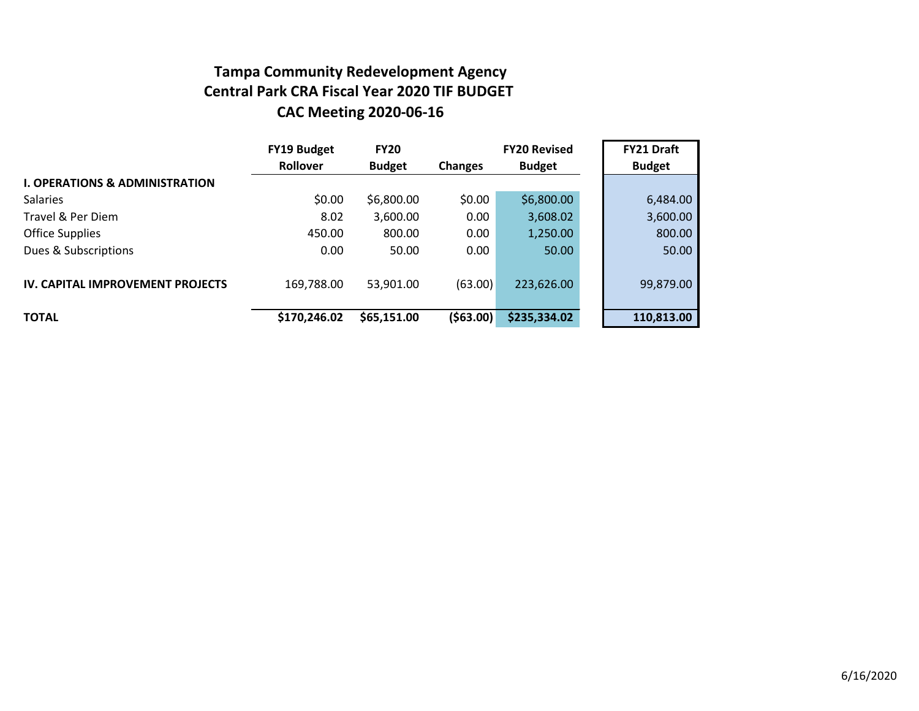# Tampa Community Redevelopment Agency
## Central Park CRA Fiscal Year 2020 TIF BUDGET
### CAC Meeting 2020-06-16

| | FY19 Budget Rollover | FY20 Budget | Changes | FY20 Revised Budget | FY21 Draft Budget |
|---|---|---|---|---|---|
| **I. OPERATIONS & ADMINISTRATION** | | | | | |
| Salaries | $0.00 | $6,800.00 | $0.00 | $6,800.00 | 6,484.00 |
| Travel & Per Diem | 8.02 | 3,600.00 | 0.00 | 3,608.02 | 3,600.00 |
| Office Supplies | 450.00 | 800.00 | 0.00 | 1,250.00 | 800.00 |
| Dues & Subscriptions | 0.00 | 50.00 | 0.00 | 50.00 | 50.00 |
| **IV. CAPITAL IMPROVEMENT PROJECTS** | 169,788.00 | 53,901.00 | (63.00) | 223,626.00 | 99,879.00 |
| **TOTAL** | **$170,246.02** | **$65,151.00** | **($63.00)** | **$235,334.02** | **110,813.00** |

6/16/2020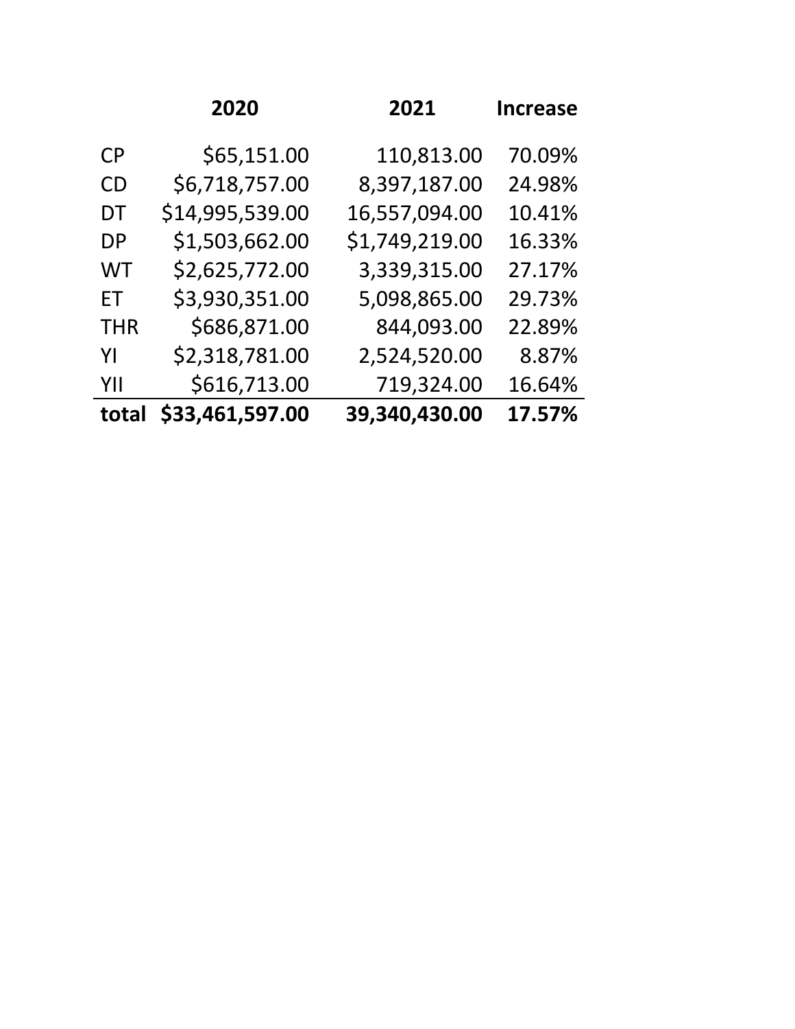| | 2020 | 2021 | Increase |
|---|---|---|---|
| CP | $65,151.00 | 110,813.00 | 70.09% |
| CD | $6,718,757.00 | 8,397,187.00 | 24.98% |
| DT | $14,995,539.00 | 16,557,094.00 | 10.41% |
| DP | $1,503,662.00 | $1,749,219.00 | 16.33% |
| WT | $2,625,772.00 | 3,339,315.00 | 27.17% |
| ET | $3,930,351.00 | 5,098,865.00 | 29.73% |
| THR | $686,871.00 | 844,093.00 | 22.89% |
| YI | $2,318,781.00 | 2,524,520.00 | 8.87% |
| YII | $616,713.00 | 719,324.00 | 16.64% |
| **total** | **$33,461,597.00** | **39,340,430.00** | **17.57%** |